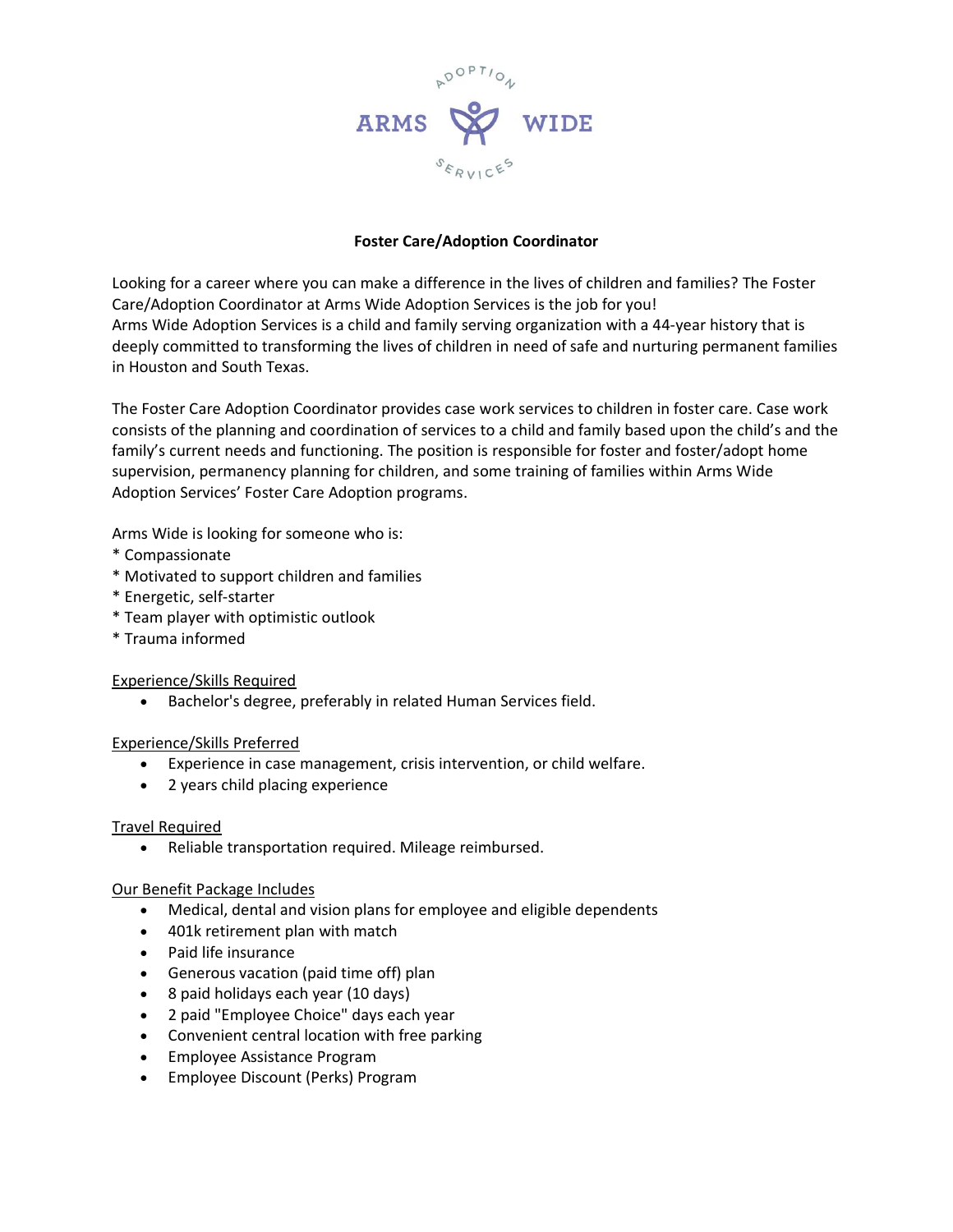ARMS WIDE ADOPTION SERVICES

# Foster Care/Adoption Coordinator

Looking for a career where you can make a difference in the lives of children and families? The Foster Care/Adoption Coordinator at Arms Wide Adoption Services is the job for you!
Arms Wide Adoption Services is a child and family serving organization with a 44-year history that is deeply committed to transforming the lives of children in need of safe and nurturing permanent families in Houston and South Texas.

The Foster Care Adoption Coordinator provides case work services to children in foster care. Case work consists of the planning and coordination of services to a child and family based upon the child's and the family's current needs and functioning. The position is responsible for foster and foster/adopt home supervision, permanency planning for children, and some training of families within Arms Wide Adoption Services' Foster Care Adoption programs.

Arms Wide is looking for someone who is:
* Compassionate
* Motivated to support children and families
* Energetic, self-starter
* Team player with optimistic outlook
* Trauma informed

Experience/Skills Required

- Bachelor's degree, preferably in related Human Services field.

Experience/Skills Preferred

- Experience in case management, crisis intervention, or child welfare.
- 2 years child placing experience

Travel Required

- Reliable transportation required. Mileage reimbursed.

Our Benefit Package Includes

- Medical, dental and vision plans for employee and eligible dependents
- 401k retirement plan with match
- Paid life insurance
- Generous vacation (paid time off) plan
- 8 paid holidays each year (10 days)
- 2 paid "Employee Choice" days each year
- Convenient central location with free parking
- Employee Assistance Program
- Employee Discount (Perks) Program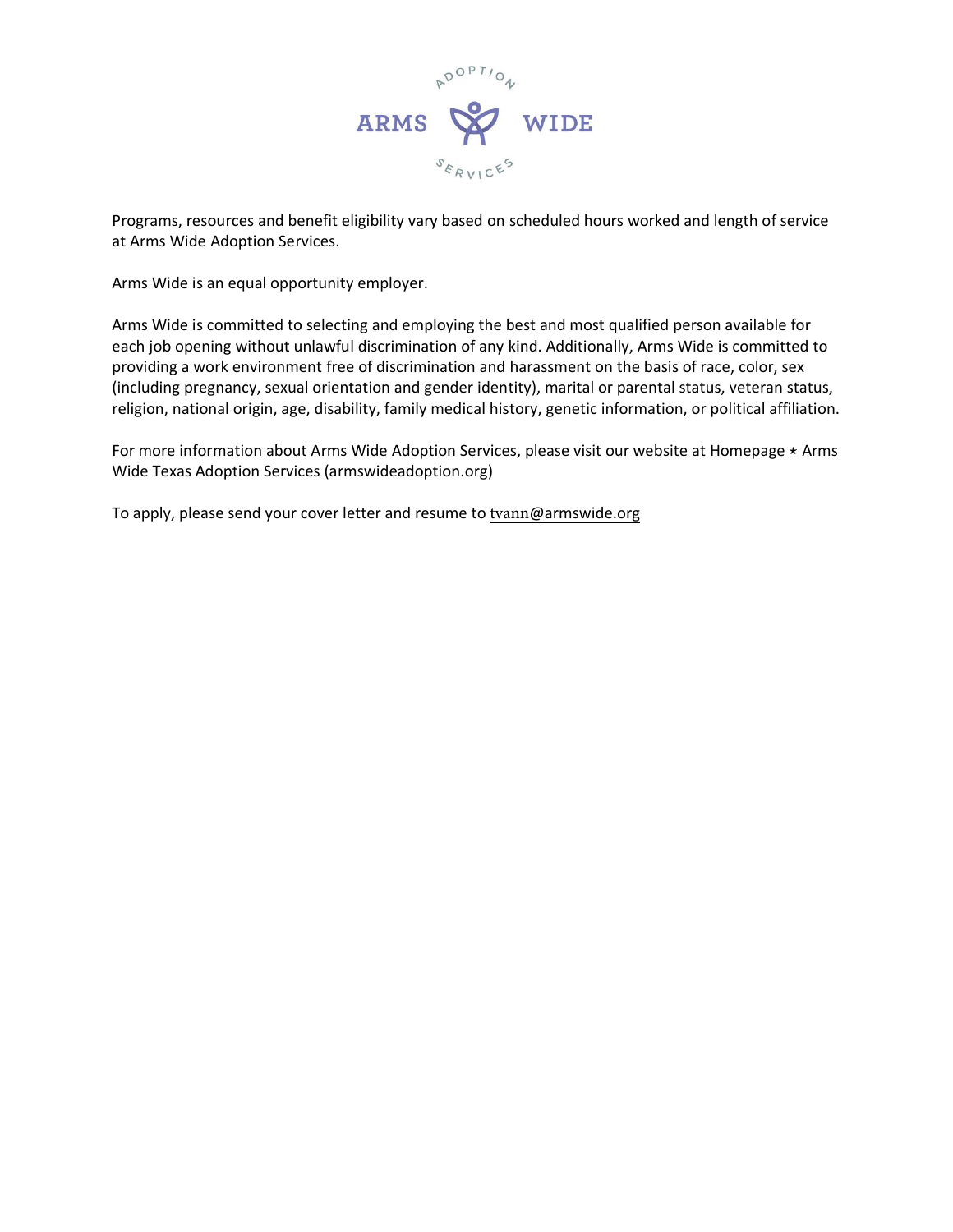Programs, resources and benefit eligibility vary based on scheduled hours worked and length of service at Arms Wide Adoption Services.

Arms Wide is an equal opportunity employer.

Arms Wide is committed to selecting and employing the best and most qualified person available for each job opening without unlawful discrimination of any kind. Additionally, Arms Wide is committed to providing a work environment free of discrimination and harassment on the basis of race, color, sex (including pregnancy, sexual orientation and gender identity), marital or parental status, veteran status, religion, national origin, age, disability, family medical history, genetic information, or political affiliation.

For more information about Arms Wide Adoption Services, please visit our website at Homepage ⋆ Arms Wide Texas Adoption Services (armswideadoption.org)

To apply, please send your cover letter and resume to tvann@armswide.org